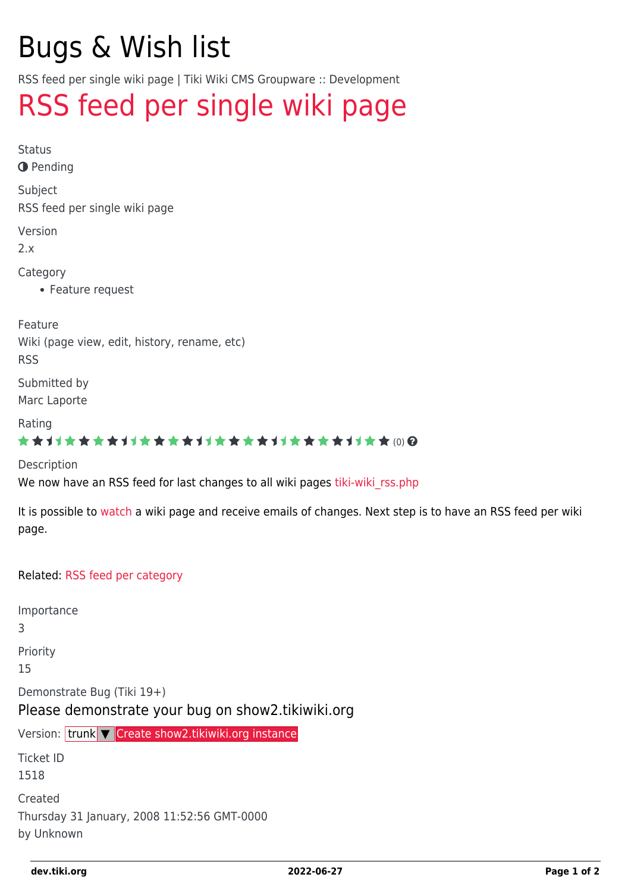# Bugs & Wish list

RSS feed per single wiki page | Tiki Wiki CMS Groupware :: Development

# RSS feed per single wiki page

Status

Pending

Subject

RSS feed per single wiki page

Version

2.x

Category

- Feature request

Feature

Wiki (page view, edit, history, rename, etc)
RSS

Submitted by

Marc Laporte

Rating

(0)

Description

We now have an RSS feed for last changes to all wiki pages tiki-wiki_rss.php

It is possible to watch a wiki page and receive emails of changes. Next step is to have an RSS feed per wiki page.

Related: RSS feed per category

Importance

3

Priority

15

Demonstrate Bug (Tiki 19+)

## Please demonstrate your bug on show2.tikiwiki.org

Version: trunk ▼ Create show2.tikiwiki.org instance

Ticket ID

1518

Created

Thursday 31 January, 2008 11:52:56 GMT-0000
by Unknown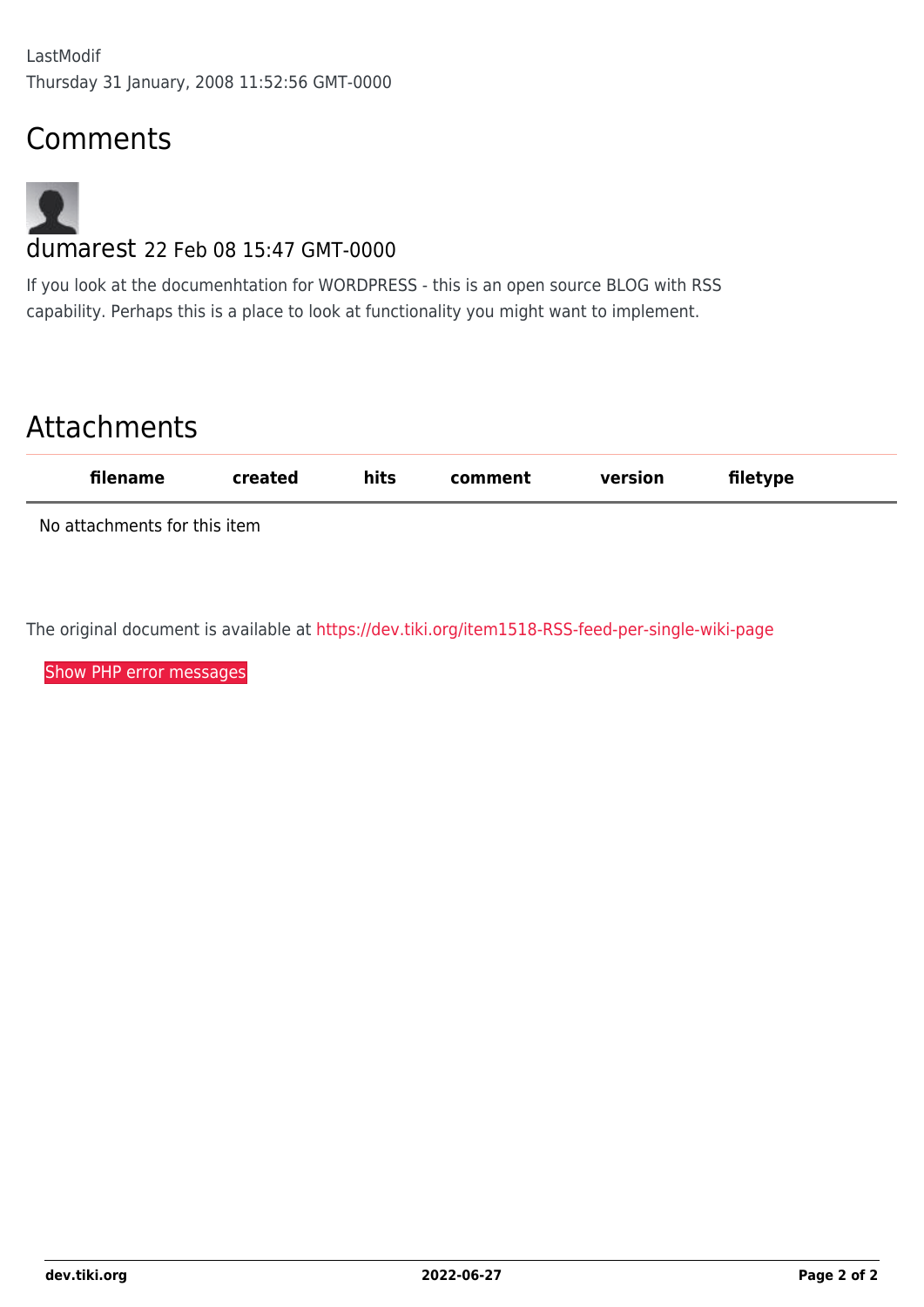LastModif
Thursday 31 January, 2008 11:52:56 GMT-0000

## Comments

dumarest 22 Feb 08 15:47 GMT-0000

If you look at the documenhtation for WORDPRESS - this is an open source BLOG with RSS capability. Perhaps this is a place to look at functionality you might want to implement.

## Attachments

| filename | created | hits | comment | version | filetype |
|---|---|---|---|---|---|
| No attachments for this item | | | | | |

The original document is available at https://dev.tiki.org/item1518-RSS-feed-per-single-wiki-page

Show PHP error messages